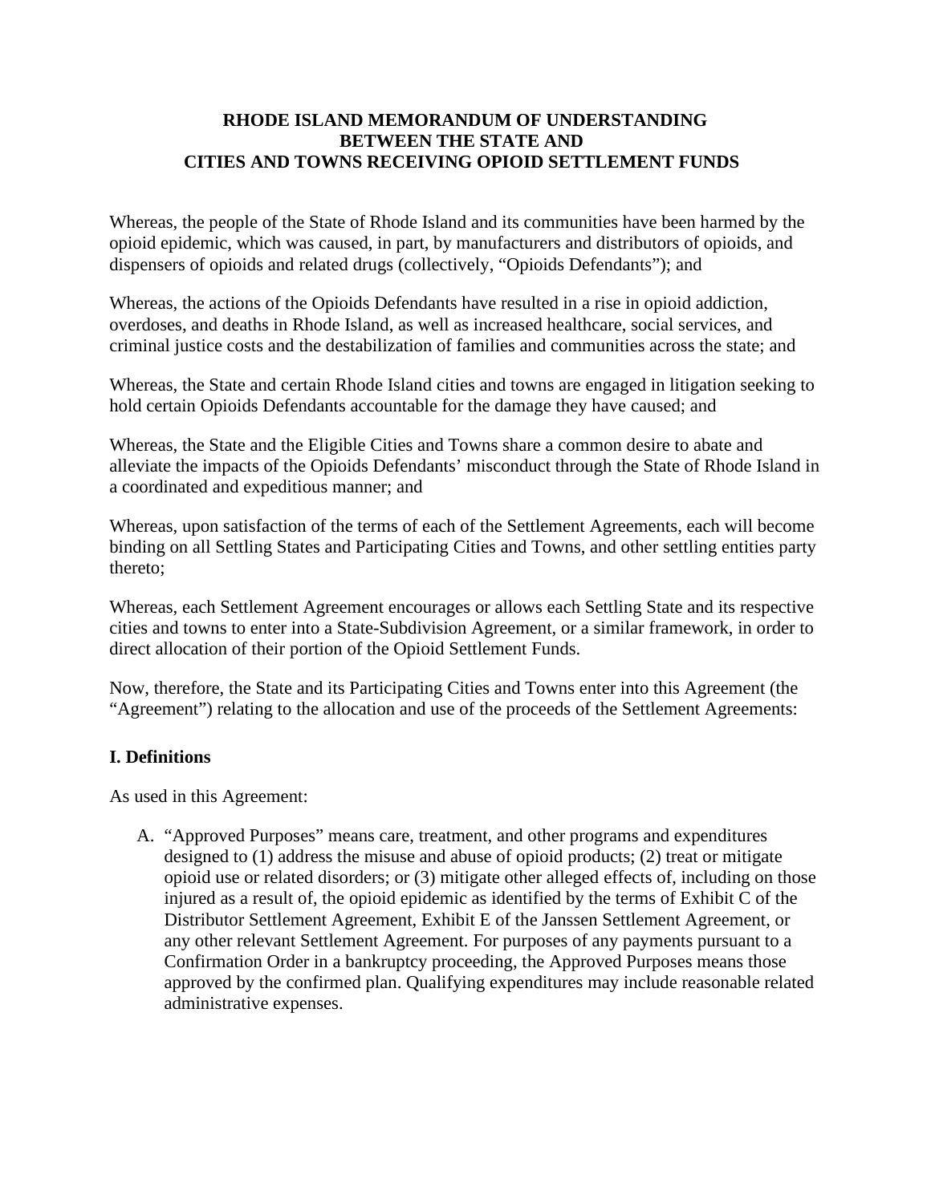# RHODE ISLAND MEMORANDUM OF UNDERSTANDING BETWEEN THE STATE AND CITIES AND TOWNS RECEIVING OPIOID SETTLEMENT FUNDS

Whereas, the people of the State of Rhode Island and its communities have been harmed by the opioid epidemic, which was caused, in part, by manufacturers and distributors of opioids, and dispensers of opioids and related drugs (collectively, "Opioids Defendants"); and

Whereas, the actions of the Opioids Defendants have resulted in a rise in opioid addiction, overdoses, and deaths in Rhode Island, as well as increased healthcare, social services, and criminal justice costs and the destabilization of families and communities across the state; and

Whereas, the State and certain Rhode Island cities and towns are engaged in litigation seeking to hold certain Opioids Defendants accountable for the damage they have caused; and

Whereas, the State and the Eligible Cities and Towns share a common desire to abate and alleviate the impacts of the Opioids Defendants' misconduct through the State of Rhode Island in a coordinated and expeditious manner; and

Whereas, upon satisfaction of the terms of each of the Settlement Agreements, each will become binding on all Settling States and Participating Cities and Towns, and other settling entities party thereto;

Whereas, each Settlement Agreement encourages or allows each Settling State and its respective cities and towns to enter into a State-Subdivision Agreement, or a similar framework, in order to direct allocation of their portion of the Opioid Settlement Funds.

Now, therefore, the State and its Participating Cities and Towns enter into this Agreement (the "Agreement") relating to the allocation and use of the proceeds of the Settlement Agreements:

## I. Definitions

As used in this Agreement:

A. "Approved Purposes" means care, treatment, and other programs and expenditures designed to (1) address the misuse and abuse of opioid products; (2) treat or mitigate opioid use or related disorders; or (3) mitigate other alleged effects of, including on those injured as a result of, the opioid epidemic as identified by the terms of Exhibit C of the Distributor Settlement Agreement, Exhibit E of the Janssen Settlement Agreement, or any other relevant Settlement Agreement. For purposes of any payments pursuant to a Confirmation Order in a bankruptcy proceeding, the Approved Purposes means those approved by the confirmed plan. Qualifying expenditures may include reasonable related administrative expenses.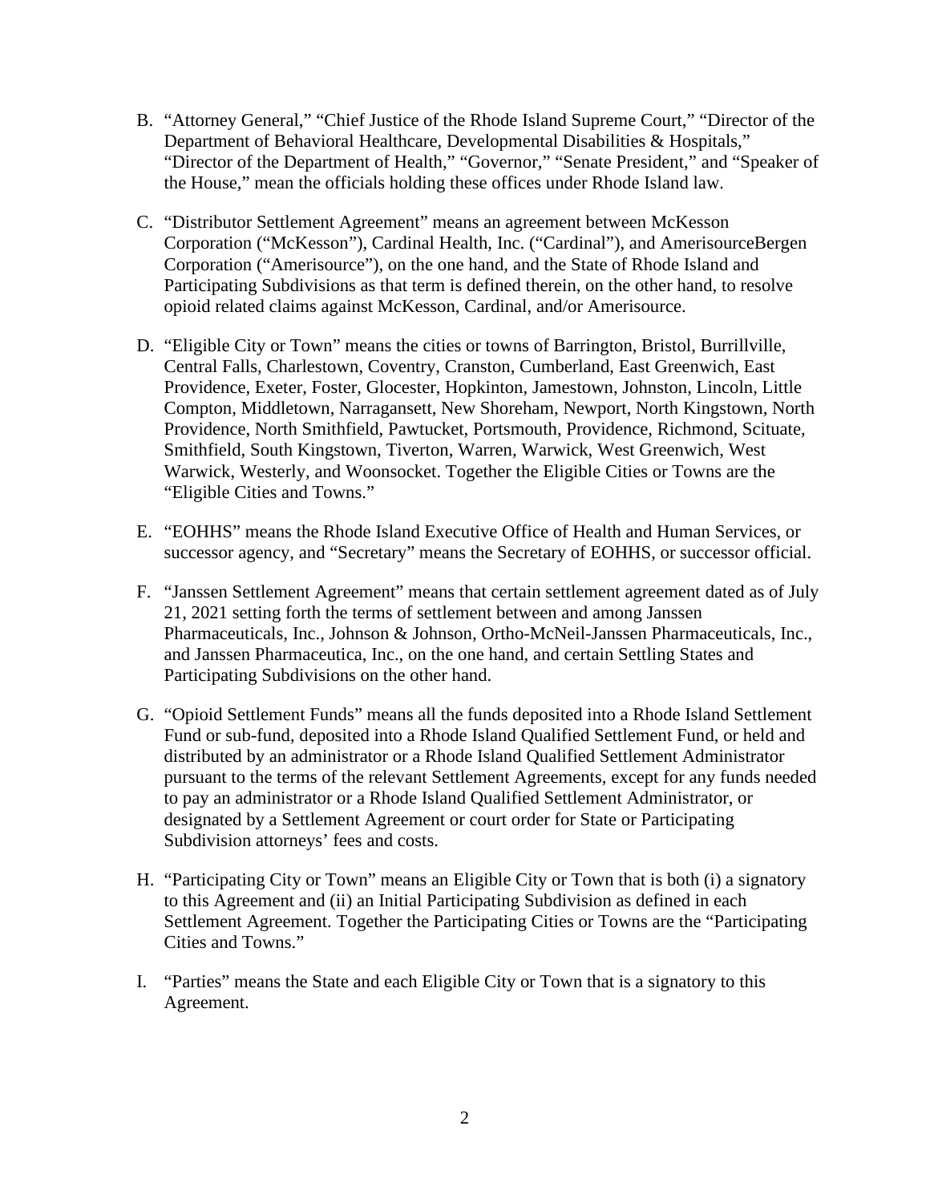B. "Attorney General," "Chief Justice of the Rhode Island Supreme Court," "Director of the Department of Behavioral Healthcare, Developmental Disabilities & Hospitals," "Director of the Department of Health," "Governor," "Senate President," and "Speaker of the House," mean the officials holding these offices under Rhode Island law.

C. "Distributor Settlement Agreement" means an agreement between McKesson Corporation ("McKesson"), Cardinal Health, Inc. ("Cardinal"), and AmerisourceBergen Corporation ("Amerisource"), on the one hand, and the State of Rhode Island and Participating Subdivisions as that term is defined therein, on the other hand, to resolve opioid related claims against McKesson, Cardinal, and/or Amerisource.

D. "Eligible City or Town" means the cities or towns of Barrington, Bristol, Burrillville, Central Falls, Charlestown, Coventry, Cranston, Cumberland, East Greenwich, East Providence, Exeter, Foster, Glocester, Hopkinton, Jamestown, Johnston, Lincoln, Little Compton, Middletown, Narragansett, New Shoreham, Newport, North Kingstown, North Providence, North Smithfield, Pawtucket, Portsmouth, Providence, Richmond, Scituate, Smithfield, South Kingstown, Tiverton, Warren, Warwick, West Greenwich, West Warwick, Westerly, and Woonsocket. Together the Eligible Cities or Towns are the "Eligible Cities and Towns."

E. "EOHHS" means the Rhode Island Executive Office of Health and Human Services, or successor agency, and "Secretary" means the Secretary of EOHHS, or successor official.

F. "Janssen Settlement Agreement" means that certain settlement agreement dated as of July 21, 2021 setting forth the terms of settlement between and among Janssen Pharmaceuticals, Inc., Johnson & Johnson, Ortho-McNeil-Janssen Pharmaceuticals, Inc., and Janssen Pharmaceutica, Inc., on the one hand, and certain Settling States and Participating Subdivisions on the other hand.

G. "Opioid Settlement Funds" means all the funds deposited into a Rhode Island Settlement Fund or sub-fund, deposited into a Rhode Island Qualified Settlement Fund, or held and distributed by an administrator or a Rhode Island Qualified Settlement Administrator pursuant to the terms of the relevant Settlement Agreements, except for any funds needed to pay an administrator or a Rhode Island Qualified Settlement Administrator, or designated by a Settlement Agreement or court order for State or Participating Subdivision attorneys' fees and costs.

H. "Participating City or Town" means an Eligible City or Town that is both (i) a signatory to this Agreement and (ii) an Initial Participating Subdivision as defined in each Settlement Agreement. Together the Participating Cities or Towns are the "Participating Cities and Towns."

I. "Parties" means the State and each Eligible City or Town that is a signatory to this Agreement.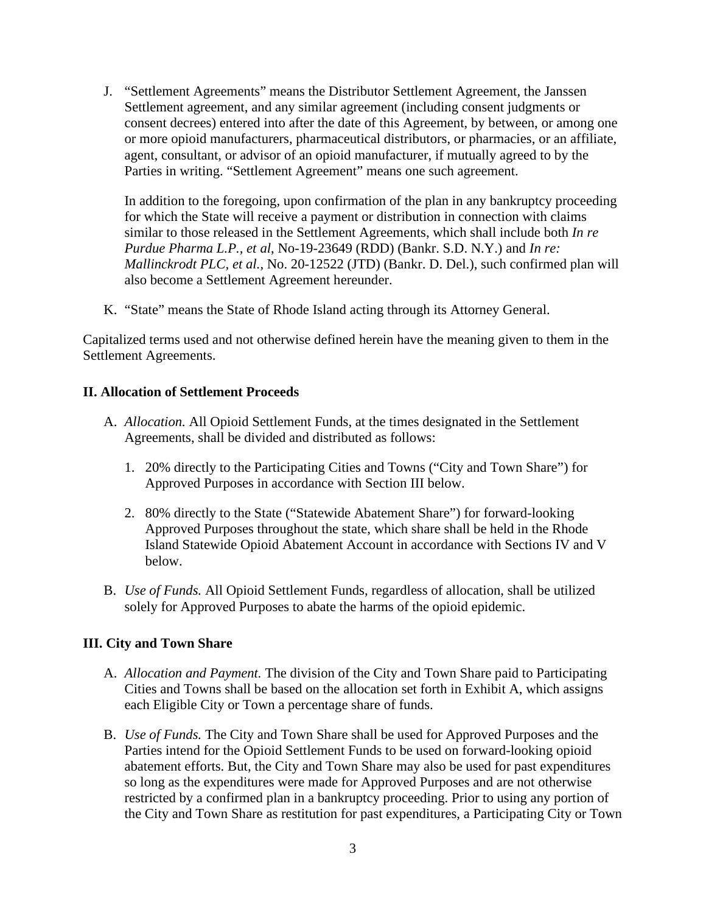J. "Settlement Agreements" means the Distributor Settlement Agreement, the Janssen Settlement agreement, and any similar agreement (including consent judgments or consent decrees) entered into after the date of this Agreement, by between, or among one or more opioid manufacturers, pharmaceutical distributors, or pharmacies, or an affiliate, agent, consultant, or advisor of an opioid manufacturer, if mutually agreed to by the Parties in writing. "Settlement Agreement" means one such agreement.

   In addition to the foregoing, upon confirmation of the plan in any bankruptcy proceeding for which the State will receive a payment or distribution in connection with claims similar to those released in the Settlement Agreements, which shall include both *In re Purdue Pharma L.P., et al*, No-19-23649 (RDD) (Bankr. S.D. N.Y.) and *In re: Mallinckrodt PLC, et al.*, No. 20-12522 (JTD) (Bankr. D. Del.), such confirmed plan will also become a Settlement Agreement hereunder.

K. "State" means the State of Rhode Island acting through its Attorney General.

Capitalized terms used and not otherwise defined herein have the meaning given to them in the Settlement Agreements.

## II. Allocation of Settlement Proceeds

A. *Allocation.* All Opioid Settlement Funds, at the times designated in the Settlement Agreements, shall be divided and distributed as follows:

   1. 20% directly to the Participating Cities and Towns ("City and Town Share") for Approved Purposes in accordance with Section III below.

   2. 80% directly to the State ("Statewide Abatement Share") for forward-looking Approved Purposes throughout the state, which share shall be held in the Rhode Island Statewide Opioid Abatement Account in accordance with Sections IV and V below.

B. *Use of Funds.* All Opioid Settlement Funds, regardless of allocation, shall be utilized solely for Approved Purposes to abate the harms of the opioid epidemic.

## III. City and Town Share

A. *Allocation and Payment.* The division of the City and Town Share paid to Participating Cities and Towns shall be based on the allocation set forth in Exhibit A, which assigns each Eligible City or Town a percentage share of funds.

B. *Use of Funds.* The City and Town Share shall be used for Approved Purposes and the Parties intend for the Opioid Settlement Funds to be used on forward-looking opioid abatement efforts. But, the City and Town Share may also be used for past expenditures so long as the expenditures were made for Approved Purposes and are not otherwise restricted by a confirmed plan in a bankruptcy proceeding. Prior to using any portion of the City and Town Share as restitution for past expenditures, a Participating City or Town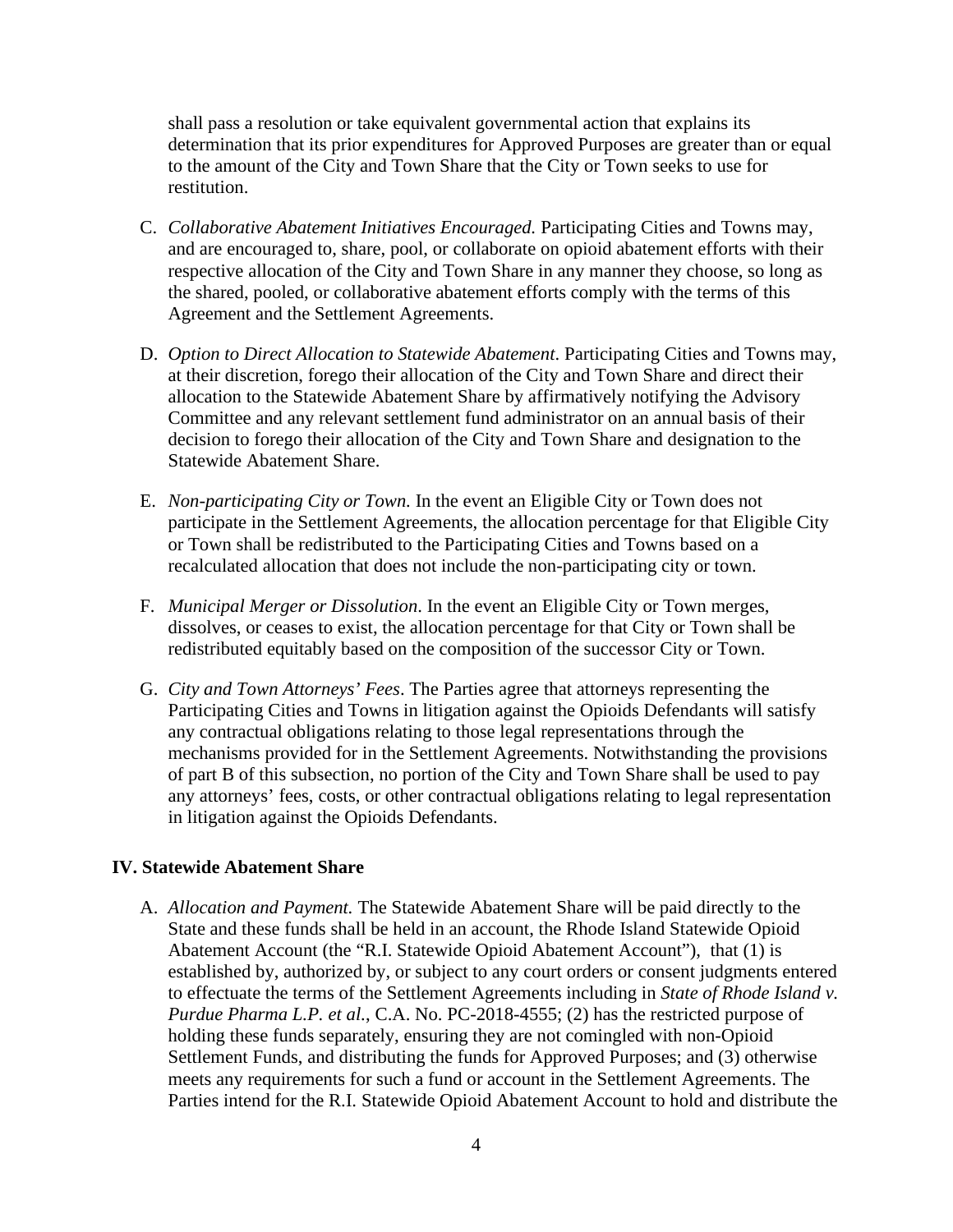shall pass a resolution or take equivalent governmental action that explains its determination that its prior expenditures for Approved Purposes are greater than or equal to the amount of the City and Town Share that the City or Town seeks to use for restitution.

C. *Collaborative Abatement Initiatives Encouraged.* Participating Cities and Towns may, and are encouraged to, share, pool, or collaborate on opioid abatement efforts with their respective allocation of the City and Town Share in any manner they choose, so long as the shared, pooled, or collaborative abatement efforts comply with the terms of this Agreement and the Settlement Agreements.

D. *Option to Direct Allocation to Statewide Abatement*. Participating Cities and Towns may, at their discretion, forego their allocation of the City and Town Share and direct their allocation to the Statewide Abatement Share by affirmatively notifying the Advisory Committee and any relevant settlement fund administrator on an annual basis of their decision to forego their allocation of the City and Town Share and designation to the Statewide Abatement Share.

E. *Non-participating City or Town.* In the event an Eligible City or Town does not participate in the Settlement Agreements, the allocation percentage for that Eligible City or Town shall be redistributed to the Participating Cities and Towns based on a recalculated allocation that does not include the non-participating city or town.

F. *Municipal Merger or Dissolution*. In the event an Eligible City or Town merges, dissolves, or ceases to exist, the allocation percentage for that City or Town shall be redistributed equitably based on the composition of the successor City or Town.

G. *City and Town Attorneys' Fees*. The Parties agree that attorneys representing the Participating Cities and Towns in litigation against the Opioids Defendants will satisfy any contractual obligations relating to those legal representations through the mechanisms provided for in the Settlement Agreements. Notwithstanding the provisions of part B of this subsection, no portion of the City and Town Share shall be used to pay any attorneys' fees, costs, or other contractual obligations relating to legal representation in litigation against the Opioids Defendants.

## IV. Statewide Abatement Share

A. *Allocation and Payment.* The Statewide Abatement Share will be paid directly to the State and these funds shall be held in an account, the Rhode Island Statewide Opioid Abatement Account (the "R.I. Statewide Opioid Abatement Account"), that (1) is established by, authorized by, or subject to any court orders or consent judgments entered to effectuate the terms of the Settlement Agreements including in *State of Rhode Island v. Purdue Pharma L.P. et al.*, C.A. No. PC-2018-4555; (2) has the restricted purpose of holding these funds separately, ensuring they are not comingled with non-Opioid Settlement Funds, and distributing the funds for Approved Purposes; and (3) otherwise meets any requirements for such a fund or account in the Settlement Agreements. The Parties intend for the R.I. Statewide Opioid Abatement Account to hold and distribute the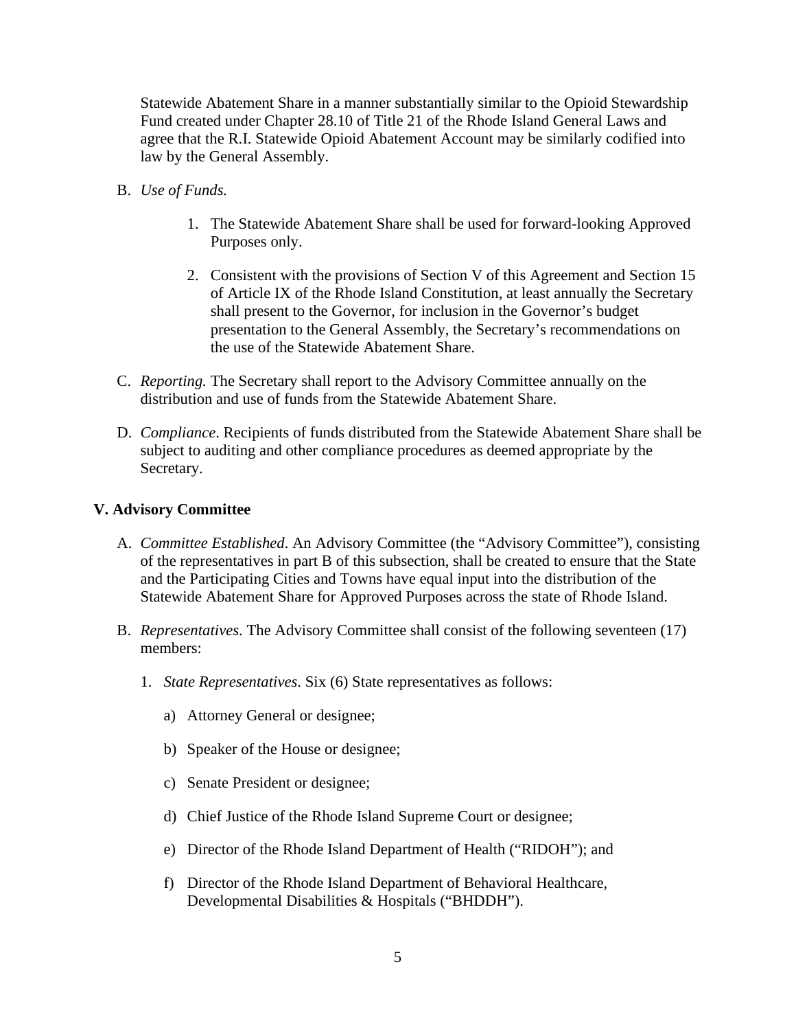Statewide Abatement Share in a manner substantially similar to the Opioid Stewardship Fund created under Chapter 28.10 of Title 21 of the Rhode Island General Laws and agree that the R.I. Statewide Opioid Abatement Account may be similarly codified into law by the General Assembly.

B. *Use of Funds.*

1. The Statewide Abatement Share shall be used for forward-looking Approved Purposes only.

2. Consistent with the provisions of Section V of this Agreement and Section 15 of Article IX of the Rhode Island Constitution, at least annually the Secretary shall present to the Governor, for inclusion in the Governor's budget presentation to the General Assembly, the Secretary's recommendations on the use of the Statewide Abatement Share.

C. *Reporting.* The Secretary shall report to the Advisory Committee annually on the distribution and use of funds from the Statewide Abatement Share.

D. *Compliance*. Recipients of funds distributed from the Statewide Abatement Share shall be subject to auditing and other compliance procedures as deemed appropriate by the Secretary.

## V. Advisory Committee

A. *Committee Established*. An Advisory Committee (the "Advisory Committee"), consisting of the representatives in part B of this subsection, shall be created to ensure that the State and the Participating Cities and Towns have equal input into the distribution of the Statewide Abatement Share for Approved Purposes across the state of Rhode Island.

B. *Representatives*. The Advisory Committee shall consist of the following seventeen (17) members:

1. *State Representatives*. Six (6) State representatives as follows:

   a) Attorney General or designee;

   b) Speaker of the House or designee;

   c) Senate President or designee;

   d) Chief Justice of the Rhode Island Supreme Court or designee;

   e) Director of the Rhode Island Department of Health ("RIDOH"); and

   f) Director of the Rhode Island Department of Behavioral Healthcare, Developmental Disabilities & Hospitals ("BHDDH").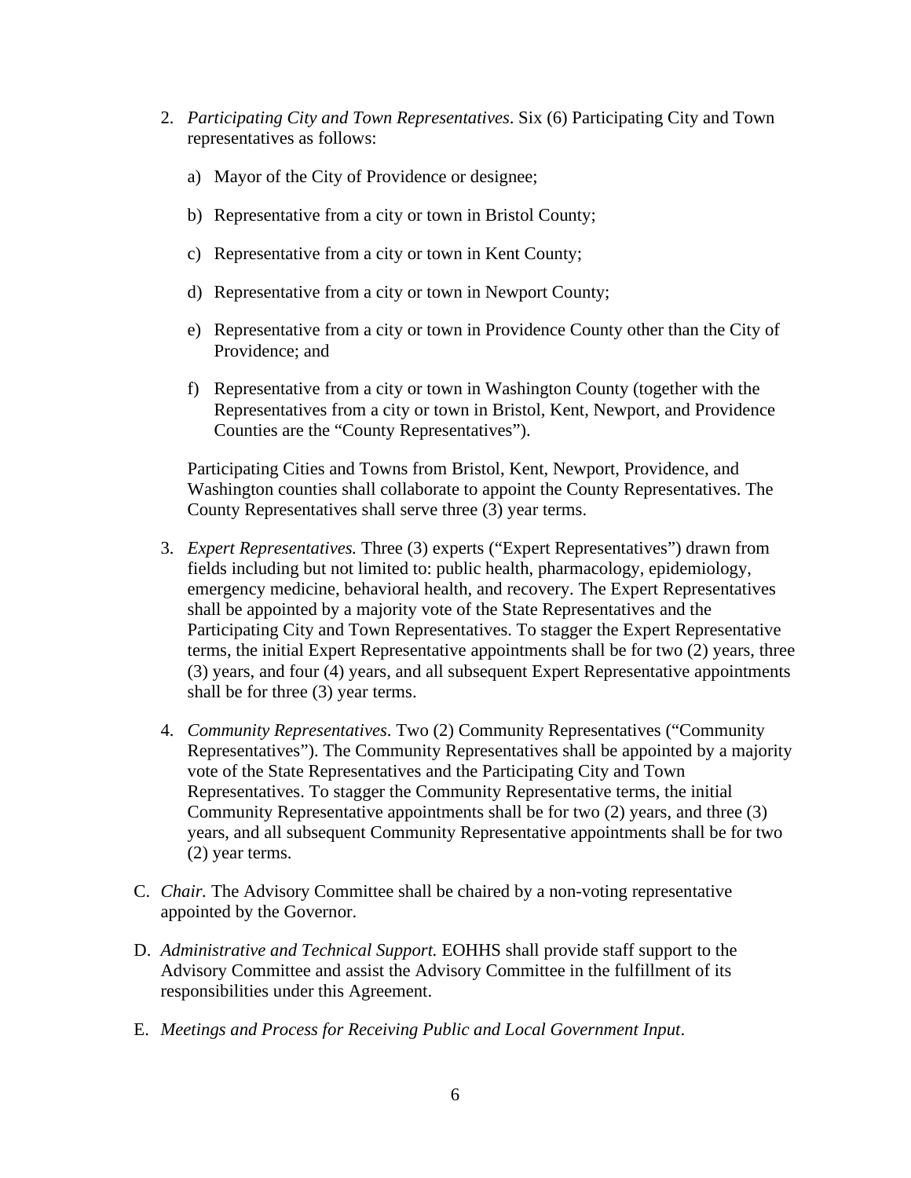2. *Participating City and Town Representatives*. Six (6) Participating City and Town representatives as follows:

   a) Mayor of the City of Providence or designee;

   b) Representative from a city or town in Bristol County;

   c) Representative from a city or town in Kent County;

   d) Representative from a city or town in Newport County;

   e) Representative from a city or town in Providence County other than the City of Providence; and

   f) Representative from a city or town in Washington County (together with the Representatives from a city or town in Bristol, Kent, Newport, and Providence Counties are the "County Representatives").

   Participating Cities and Towns from Bristol, Kent, Newport, Providence, and Washington counties shall collaborate to appoint the County Representatives. The County Representatives shall serve three (3) year terms.

3. *Expert Representatives.* Three (3) experts ("Expert Representatives") drawn from fields including but not limited to: public health, pharmacology, epidemiology, emergency medicine, behavioral health, and recovery. The Expert Representatives shall be appointed by a majority vote of the State Representatives and the Participating City and Town Representatives. To stagger the Expert Representative terms, the initial Expert Representative appointments shall be for two (2) years, three (3) years, and four (4) years, and all subsequent Expert Representative appointments shall be for three (3) year terms.

4. *Community Representatives*. Two (2) Community Representatives ("Community Representatives"). The Community Representatives shall be appointed by a majority vote of the State Representatives and the Participating City and Town Representatives. To stagger the Community Representative terms, the initial Community Representative appointments shall be for two (2) years, and three (3) years, and all subsequent Community Representative appointments shall be for two (2) year terms.

C. *Chair.* The Advisory Committee shall be chaired by a non-voting representative appointed by the Governor.

D. *Administrative and Technical Support.* EOHHS shall provide staff support to the Advisory Committee and assist the Advisory Committee in the fulfillment of its responsibilities under this Agreement.

E. *Meetings and Process for Receiving Public and Local Government Input*.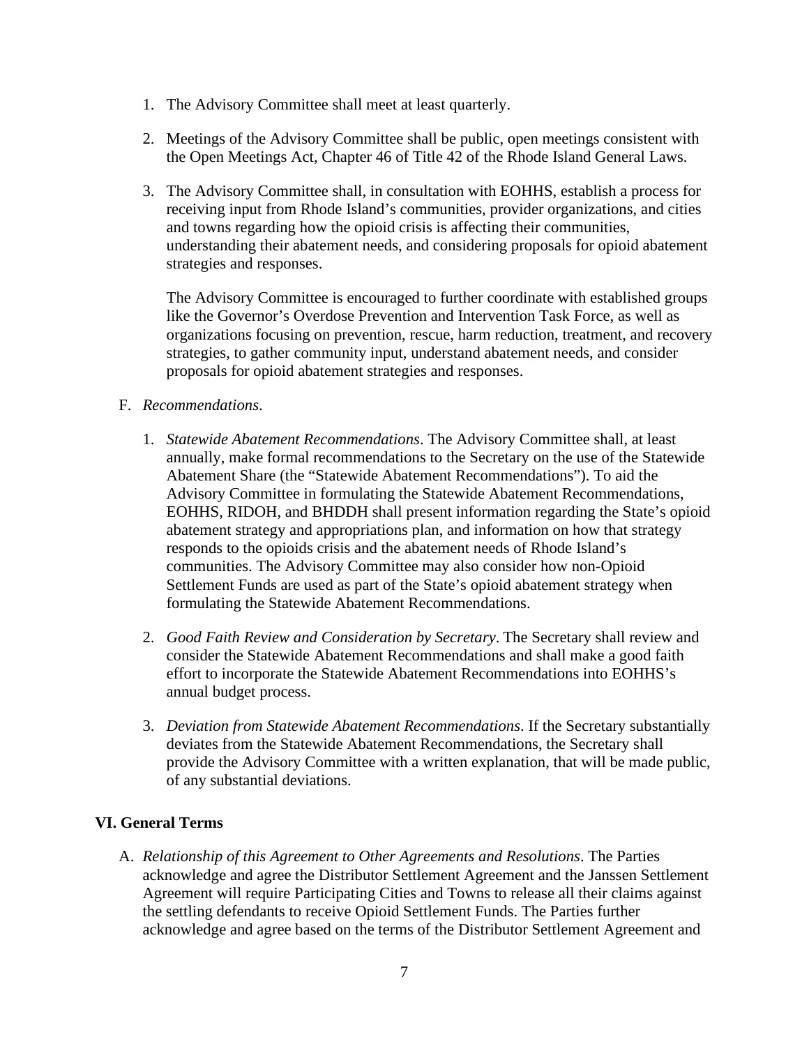1. The Advisory Committee shall meet at least quarterly.

2. Meetings of the Advisory Committee shall be public, open meetings consistent with the Open Meetings Act, Chapter 46 of Title 42 of the Rhode Island General Laws.

3. The Advisory Committee shall, in consultation with EOHHS, establish a process for receiving input from Rhode Island's communities, provider organizations, and cities and towns regarding how the opioid crisis is affecting their communities, understanding their abatement needs, and considering proposals for opioid abatement strategies and responses.

   The Advisory Committee is encouraged to further coordinate with established groups like the Governor's Overdose Prevention and Intervention Task Force, as well as organizations focusing on prevention, rescue, harm reduction, treatment, and recovery strategies, to gather community input, understand abatement needs, and consider proposals for opioid abatement strategies and responses.

F. *Recommendations*.

1. *Statewide Abatement Recommendations*. The Advisory Committee shall, at least annually, make formal recommendations to the Secretary on the use of the Statewide Abatement Share (the "Statewide Abatement Recommendations"). To aid the Advisory Committee in formulating the Statewide Abatement Recommendations, EOHHS, RIDOH, and BHDDH shall present information regarding the State's opioid abatement strategy and appropriations plan, and information on how that strategy responds to the opioids crisis and the abatement needs of Rhode Island's communities. The Advisory Committee may also consider how non-Opioid Settlement Funds are used as part of the State's opioid abatement strategy when formulating the Statewide Abatement Recommendations.

2. *Good Faith Review and Consideration by Secretary*. The Secretary shall review and consider the Statewide Abatement Recommendations and shall make a good faith effort to incorporate the Statewide Abatement Recommendations into EOHHS's annual budget process.

3. *Deviation from Statewide Abatement Recommendations*. If the Secretary substantially deviates from the Statewide Abatement Recommendations, the Secretary shall provide the Advisory Committee with a written explanation, that will be made public, of any substantial deviations.

## VI. General Terms

A. *Relationship of this Agreement to Other Agreements and Resolutions*. The Parties acknowledge and agree the Distributor Settlement Agreement and the Janssen Settlement Agreement will require Participating Cities and Towns to release all their claims against the settling defendants to receive Opioid Settlement Funds. The Parties further acknowledge and agree based on the terms of the Distributor Settlement Agreement and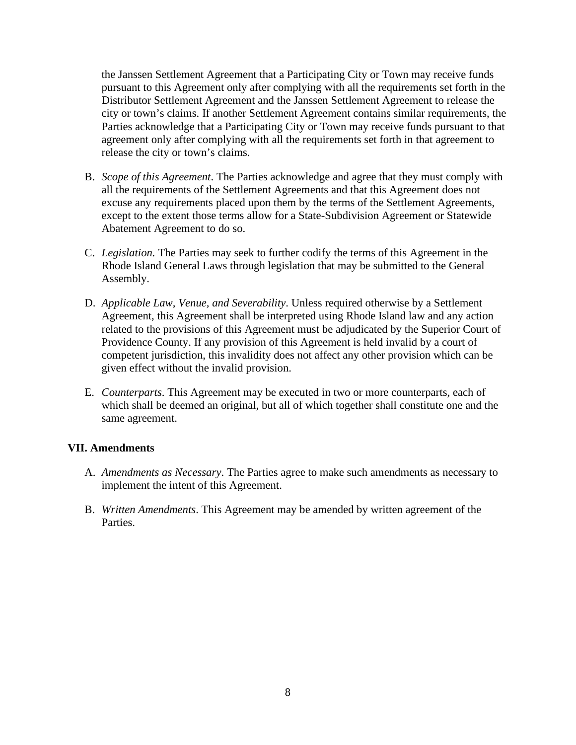the Janssen Settlement Agreement that a Participating City or Town may receive funds pursuant to this Agreement only after complying with all the requirements set forth in the Distributor Settlement Agreement and the Janssen Settlement Agreement to release the city or town's claims. If another Settlement Agreement contains similar requirements, the Parties acknowledge that a Participating City or Town may receive funds pursuant to that agreement only after complying with all the requirements set forth in that agreement to release the city or town's claims.

B. *Scope of this Agreement*. The Parties acknowledge and agree that they must comply with all the requirements of the Settlement Agreements and that this Agreement does not excuse any requirements placed upon them by the terms of the Settlement Agreements, except to the extent those terms allow for a State-Subdivision Agreement or Statewide Abatement Agreement to do so.

C. *Legislation.* The Parties may seek to further codify the terms of this Agreement in the Rhode Island General Laws through legislation that may be submitted to the General Assembly.

D. *Applicable Law, Venue, and Severability*. Unless required otherwise by a Settlement Agreement, this Agreement shall be interpreted using Rhode Island law and any action related to the provisions of this Agreement must be adjudicated by the Superior Court of Providence County. If any provision of this Agreement is held invalid by a court of competent jurisdiction, this invalidity does not affect any other provision which can be given effect without the invalid provision.

E. *Counterparts*. This Agreement may be executed in two or more counterparts, each of which shall be deemed an original, but all of which together shall constitute one and the same agreement.

**VII. Amendments**

A. *Amendments as Necessary*. The Parties agree to make such amendments as necessary to implement the intent of this Agreement.

B. *Written Amendments*. This Agreement may be amended by written agreement of the Parties.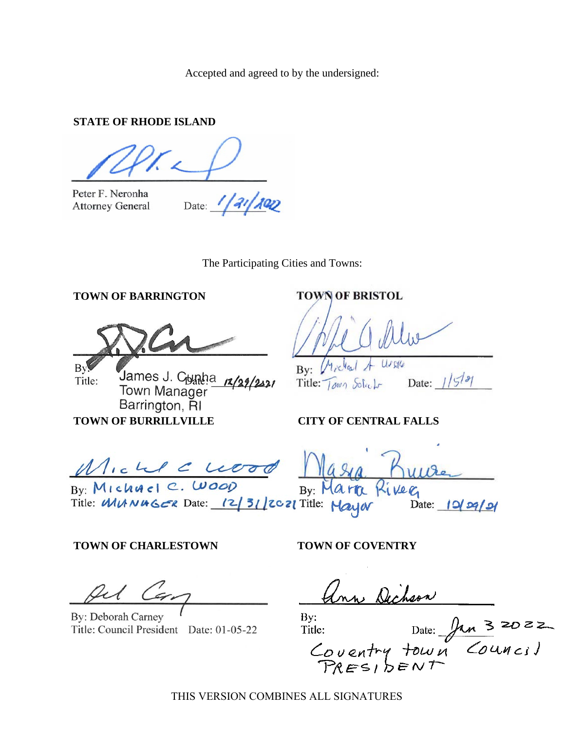Accepted and agreed to by the undersigned:

**STATE OF RHODE ISLAND**

Peter F. Neronha
Attorney General
Date: 1/21/2022

The Participating Cities and Towns:

**TOWN OF BARRINGTON**

By:
Title: James J. Cunha
Town Manager
Barrington, RI
Date: 12/29/2021

**TOWN OF BRISTOL**

By: Michael A. Ursillo
Title: Town Solicitor
Date: 1/5/21

**TOWN OF BURRILLVILLE**

By: MICHAEL C. WOOD
Title: MANAGER
Date: 12/31/2021

**CITY OF CENTRAL FALLS**

By: Maria Rivera
Title: Mayor
Date: 12/29/21

**TOWN OF CHARLESTOWN**

By: Deborah Carney
Title: Council President
Date: 01-05-22

**TOWN OF COVENTRY**

Ann Dickson

By:
Title: Coventry town Council PRESIDENT
Date: Jan 3 2022

THIS VERSION COMBINES ALL SIGNATURES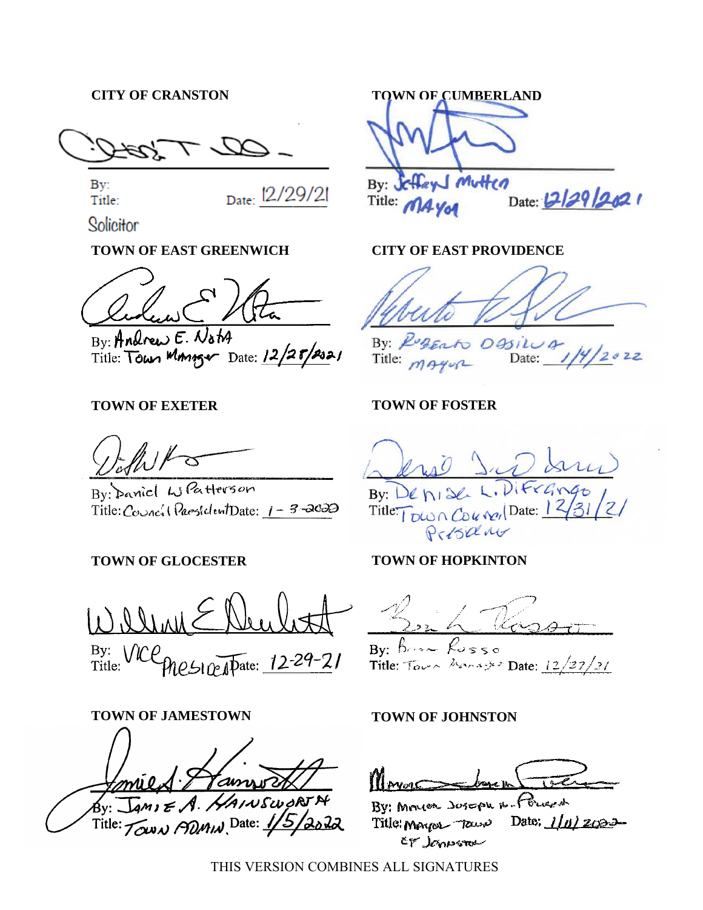**CITY OF CRANSTON**

By:
Title: Solicitor
Date: 12/29/21

**TOWN OF CUMBERLAND**

By: Jeffrey Mutter
Title: Mayor
Date: 12/29/2021

**TOWN OF EAST GREENWICH**

By: Andrew E. Nota
Title: Town Manager
Date: 12/28/2021

**CITY OF EAST PROVIDENCE**

By: Roberto DaSilva
Title: Mayor
Date: 1/4/2022

**TOWN OF EXETER**

By: Daniel W Patterson
Title: Council President
Date: 1-3-2022

**TOWN OF FOSTER**

By: Denise L. DiFranco
Title: Town Council President
Date: 12/31/21

**TOWN OF GLOCESTER**

By:
Title: Vice President
Date: 12-29-21

**TOWN OF HOPKINTON**

By: Brian Rosso
Title: Town Manager
Date: 12/27/21

**TOWN OF JAMESTOWN**

By: Jamie A. Hainsworth
Title: Town Admin.
Date: 1/5/2022

**TOWN OF JOHNSTON**

By: Mayor Joseph M. Polisena
Title: Mayor Town of Johnston
Date: 1/11/2022

THIS VERSION COMBINES ALL SIGNATURES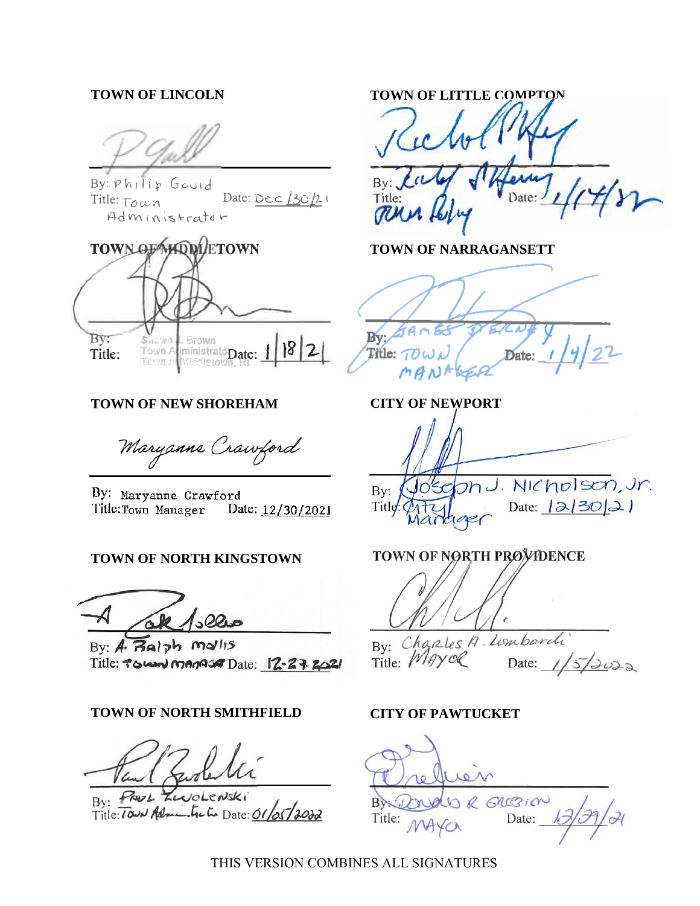**TOWN OF LINCOLN**

By: Philip Gould
Title: Town Administrator
Date: Dec /30/21

**TOWN OF LITTLE COMPTON**

By:
Title:
Date: 1/14/22

**TOWN OF MIDDLETOWN**

By: Shawn J. Brown
Title: Town Administrator, Town of Middletown, RI
Date: 1/18/21

**TOWN OF NARRAGANSETT**

By: JAMES TIERNEY
Title: TOWN MANAGER
Date: 1/4/22

**TOWN OF NEW SHOREHAM**

Maryanne Crawford

By: Maryanne Crawford
Title: Town Manager
Date: 12/30/2021

**CITY OF NEWPORT**

By: Joseph J. Nicholson, Jr.
Title: City Manager
Date: 12/30/21

**TOWN OF NORTH KINGSTOWN**

By: A. Ralph Mollis
Title: Town Manager
Date: 12-27-2021

**TOWN OF NORTH PROVIDENCE**

By: Charles A. Lombardi
Title: Mayor
Date: 1/5/2022

**TOWN OF NORTH SMITHFIELD**

By: Paul Zwolenski
Title: Town Administrator
Date: 01/05/2022

**CITY OF PAWTUCKET**

By: Donald R Grebien
Title: Mayor
Date: 12/29/21

THIS VERSION COMBINES ALL SIGNATURES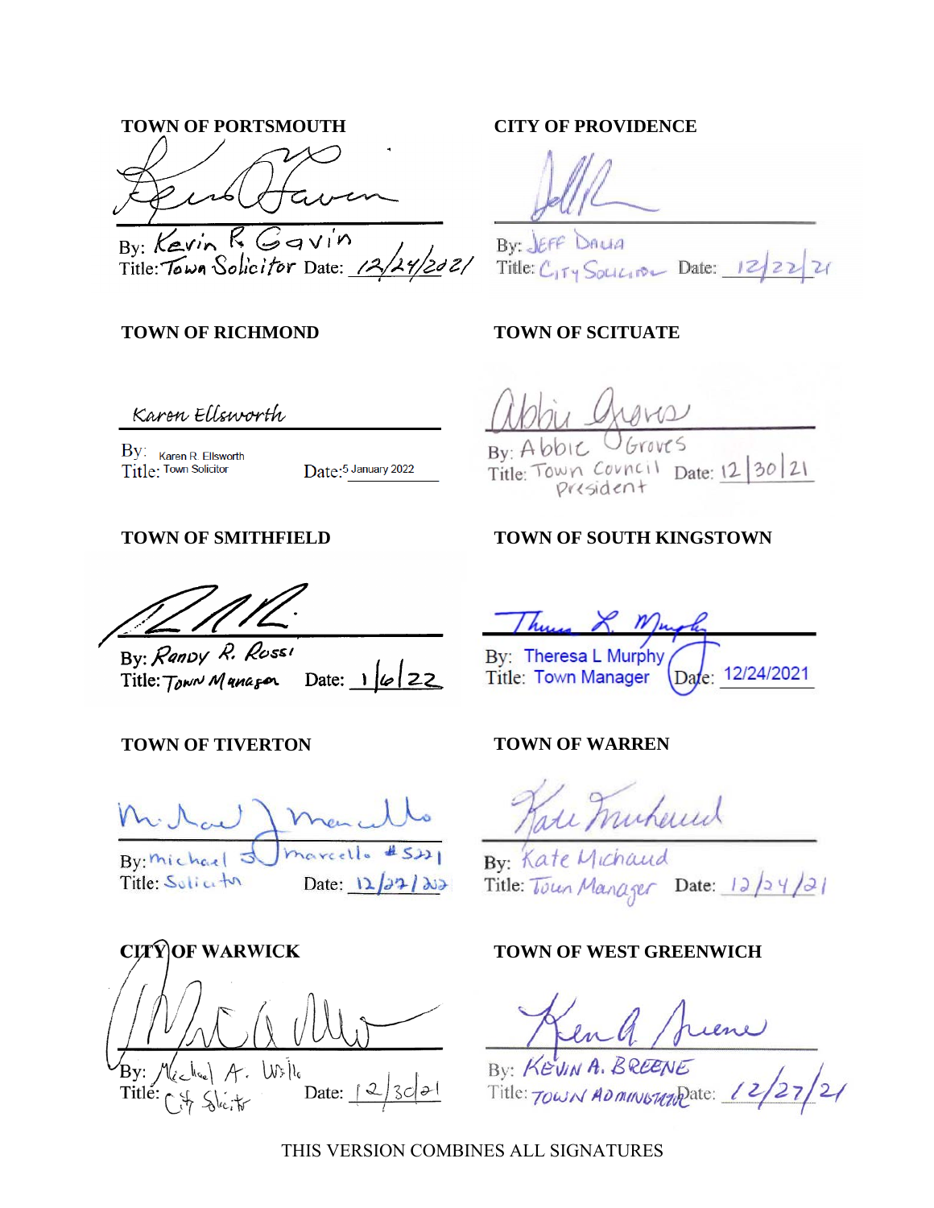**TOWN OF PORTSMOUTH**

By: Kevin R. Gavin
Title: Town Solicitor Date: 12/24/2021

**CITY OF PROVIDENCE**

By: Jeff Dana
Title: City Solicitor Date: 12/22/21

**TOWN OF RICHMOND**

Karen Ellsworth

By: Karen R. Ellsworth
Title: Town Solicitor Date: 5 January 2022

**TOWN OF SCITUATE**

By: Abbie Groves
Title: Town Council President Date: 12/30/21

**TOWN OF SMITHFIELD**

By: Randy R. Rossi
Title: Town Manager Date: 1/6/22

**TOWN OF SOUTH KINGSTOWN**

By: Theresa L Murphy
Title: Town Manager Date: 12/24/2021

**TOWN OF TIVERTON**

By: Michael J. Marcello #5221
Title: Solicitor Date: 12/27/202

**TOWN OF WARREN**

By: Kate Michaud
Title: Town Manager Date: 12/24/21

**CITY OF WARWICK**

By: Michael A. Wells
Title: City Solicitor Date: 12/30/21

**TOWN OF WEST GREENWICH**

By: KEVIN A. BREENE
Title: TOWN ADMINISTRATOR Date: 12/27/21

THIS VERSION COMBINES ALL SIGNATURES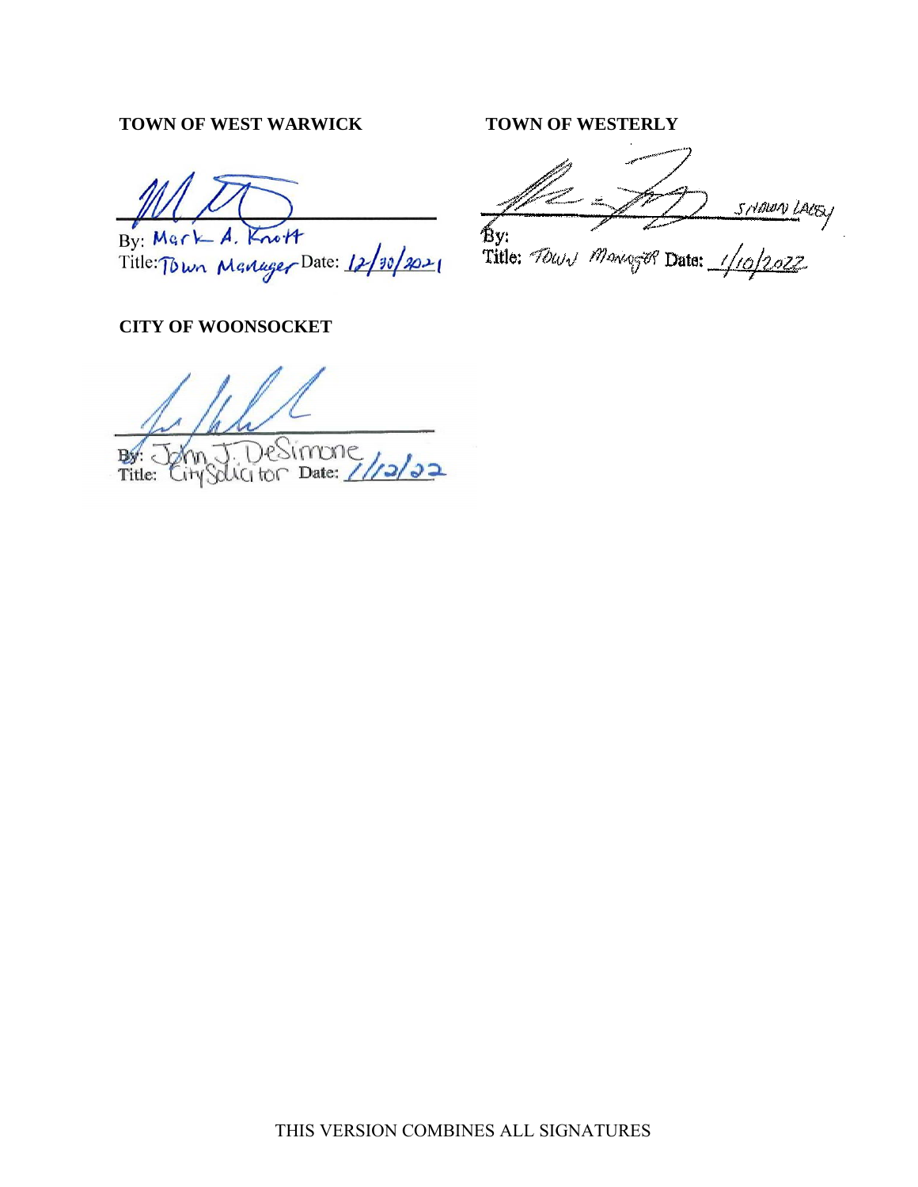**TOWN OF WEST WARWICK**

By: Mark A. Knott
Title: Town Manager Date: 12/30/2021

**TOWN OF WESTERLY**

SHAWN LACEY
By:
Title: Town Manager Date: 1/10/2022

**CITY OF WOONSOCKET**

By: John J. DeSimone
Title: City Solicitor Date: 1/12/22

THIS VERSION COMBINES ALL SIGNATURES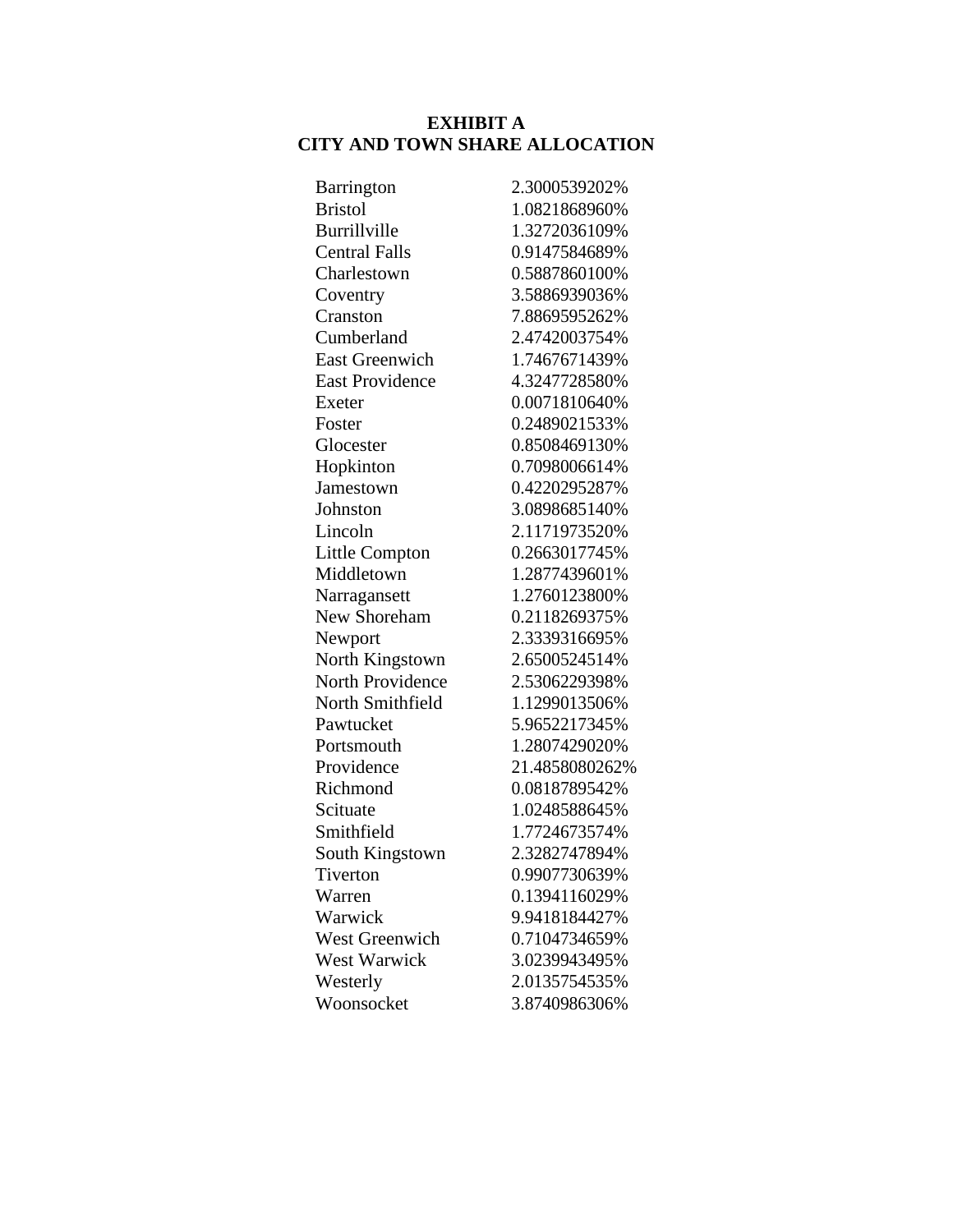**EXHIBIT A**
**CITY AND TOWN SHARE ALLOCATION**

| | |
|---|---|
| Barrington | 2.3000539202% |
| Bristol | 1.0821868960% |
| Burrillville | 1.3272036109% |
| Central Falls | 0.9147584689% |
| Charlestown | 0.5887860100% |
| Coventry | 3.5886939036% |
| Cranston | 7.8869595262% |
| Cumberland | 2.4742003754% |
| East Greenwich | 1.7467671439% |
| East Providence | 4.3247728580% |
| Exeter | 0.0071810640% |
| Foster | 0.2489021533% |
| Glocester | 0.8508469130% |
| Hopkinton | 0.7098006614% |
| Jamestown | 0.4220295287% |
| Johnston | 3.0898685140% |
| Lincoln | 2.1171973520% |
| Little Compton | 0.2663017745% |
| Middletown | 1.2877439601% |
| Narragansett | 1.2760123800% |
| New Shoreham | 0.2118269375% |
| Newport | 2.3339316695% |
| North Kingstown | 2.6500524514% |
| North Providence | 2.5306229398% |
| North Smithfield | 1.1299013506% |
| Pawtucket | 5.9652217345% |
| Portsmouth | 1.2807429020% |
| Providence | 21.4858080262% |
| Richmond | 0.0818789542% |
| Scituate | 1.0248588645% |
| Smithfield | 1.7724673574% |
| South Kingstown | 2.3282747894% |
| Tiverton | 0.9907730639% |
| Warren | 0.1394116029% |
| Warwick | 9.9418184427% |
| West Greenwich | 0.7104734659% |
| West Warwick | 3.0239943495% |
| Westerly | 2.0135754535% |
| Woonsocket | 3.8740986306% |